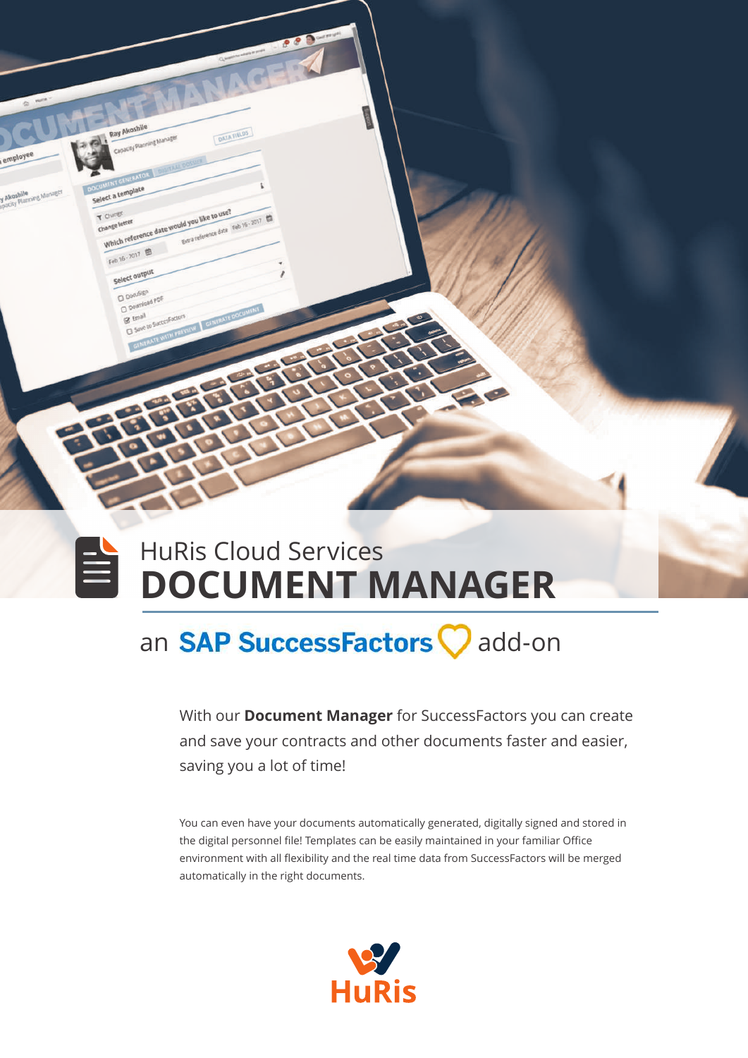# HuRis Cloud Services
# DOCUMENT MANAGER

## an SAP SuccessFactors add-on

With our **Document Manager** for SuccessFactors you can create and save your contracts and other documents faster and easier, saving you a lot of time!

You can even have your documents automatically generated, digitally signed and stored in the digital personnel file! Templates can be easily maintained in your familiar Office environment with all flexibility and the real time data from SuccessFactors will be merged automatically in the right documents.

HuRis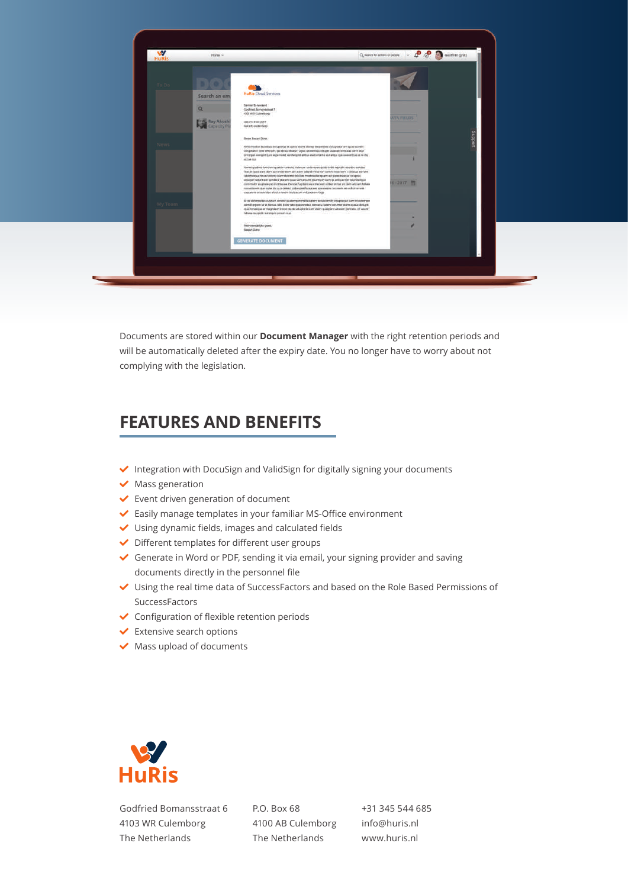Documents are stored within our **Document Manager** with the right retention periods and will be automatically deleted after the expiry date. You no longer have to worry about not complying with the legislation.

## FEATURES AND BENEFITS

- Integration with DocuSign and ValidSign for digitally signing your documents
- Mass generation
- Event driven generation of document
- Easily manage templates in your familiar MS-Office environment
- Using dynamic fields, images and calculated fields
- Different templates for different user groups
- Generate in Word or PDF, sending it via email, your signing provider and saving documents directly in the personnel file
- Using the real time data of SuccessFactors and based on the Role Based Permissions of SuccessFactors
- Configuration of flexible retention periods
- Extensive search options
- Mass upload of documents

HuRis

Godfried Bomansstraat 6
4103 WR Culemborg
The Netherlands

P.O. Box 68
4100 AB Culemborg
The Netherlands

+31 345 544 685
info@huris.nl
www.huris.nl